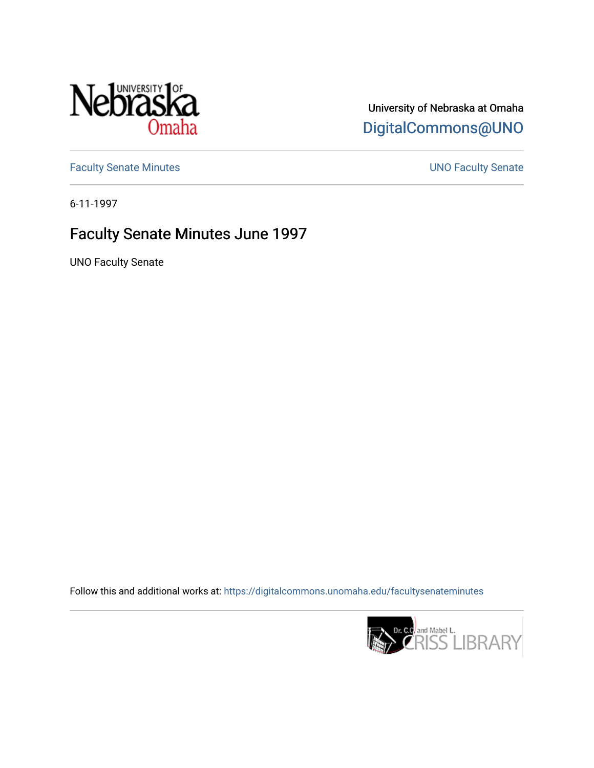University of Nebraska at Omaha
DigitalCommons@UNO

Faculty Senate Minutes | UNO Faculty Senate

6-11-1997

# Faculty Senate Minutes June 1997

UNO Faculty Senate

Follow this and additional works at: https://digitalcommons.unomaha.edu/facultysenateminutes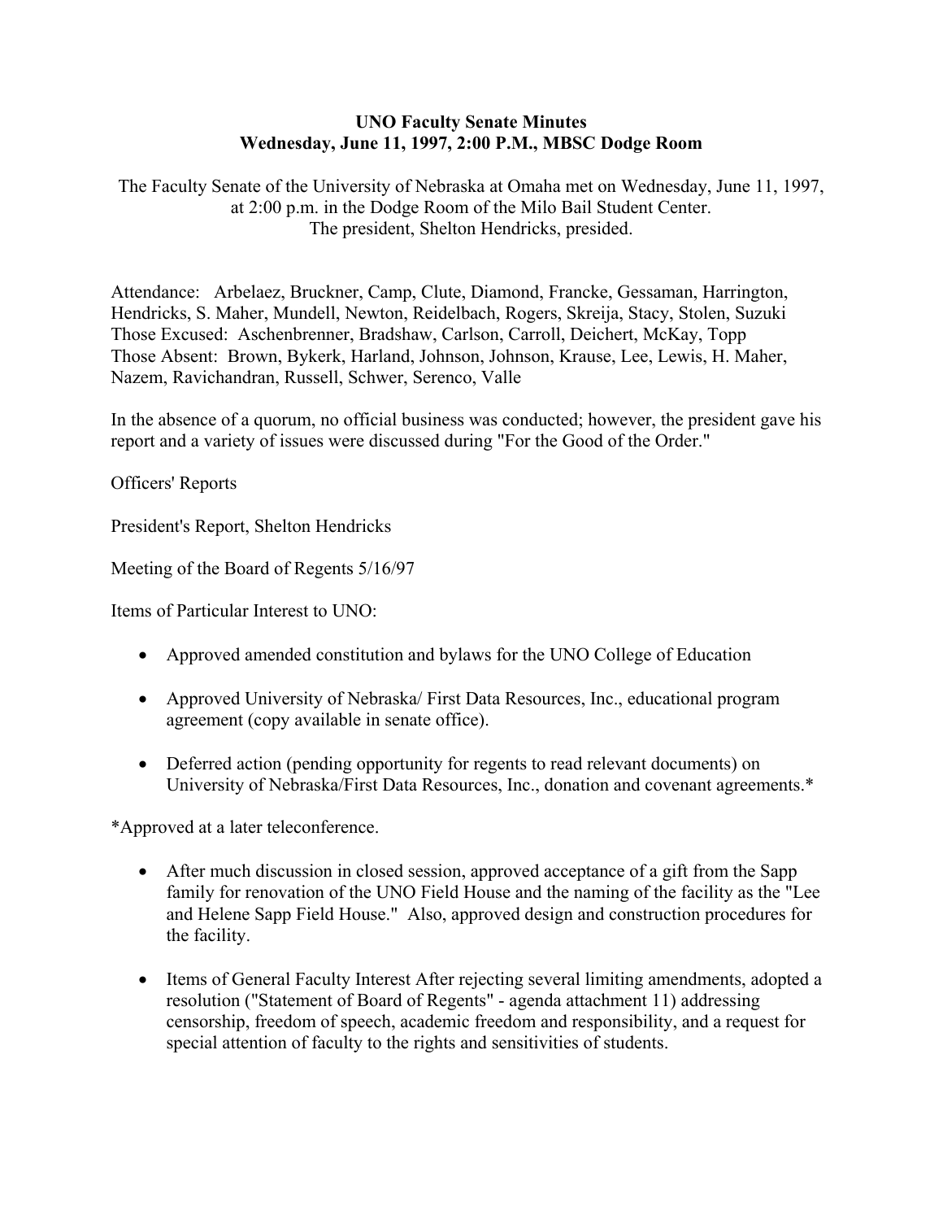**UNO Faculty Senate Minutes**
**Wednesday, June 11, 1997, 2:00 P.M., MBSC Dodge Room**

The Faculty Senate of the University of Nebraska at Omaha met on Wednesday, June 11, 1997, at 2:00 p.m. in the Dodge Room of the Milo Bail Student Center.
The president, Shelton Hendricks, presided.

Attendance: Arbelaez, Bruckner, Camp, Clute, Diamond, Francke, Gessaman, Harrington, Hendricks, S. Maher, Mundell, Newton, Reidelbach, Rogers, Skreija, Stacy, Stolen, Suzuki
Those Excused: Aschenbrenner, Bradshaw, Carlson, Carroll, Deichert, McKay, Topp
Those Absent: Brown, Bykerk, Harland, Johnson, Johnson, Krause, Lee, Lewis, H. Maher, Nazem, Ravichandran, Russell, Schwer, Serenco, Valle

In the absence of a quorum, no official business was conducted; however, the president gave his report and a variety of issues were discussed during "For the Good of the Order."

Officers' Reports

President's Report, Shelton Hendricks

Meeting of the Board of Regents 5/16/97

Items of Particular Interest to UNO:

- Approved amended constitution and bylaws for the UNO College of Education
- Approved University of Nebraska/ First Data Resources, Inc., educational program agreement (copy available in senate office).
- Deferred action (pending opportunity for regents to read relevant documents) on University of Nebraska/First Data Resources, Inc., donation and covenant agreements.*

*Approved at a later teleconference.

- After much discussion in closed session, approved acceptance of a gift from the Sapp family for renovation of the UNO Field House and the naming of the facility as the "Lee and Helene Sapp Field House." Also, approved design and construction procedures for the facility.
- Items of General Faculty Interest After rejecting several limiting amendments, adopted a resolution ("Statement of Board of Regents" - agenda attachment 11) addressing censorship, freedom of speech, academic freedom and responsibility, and a request for special attention of faculty to the rights and sensitivities of students.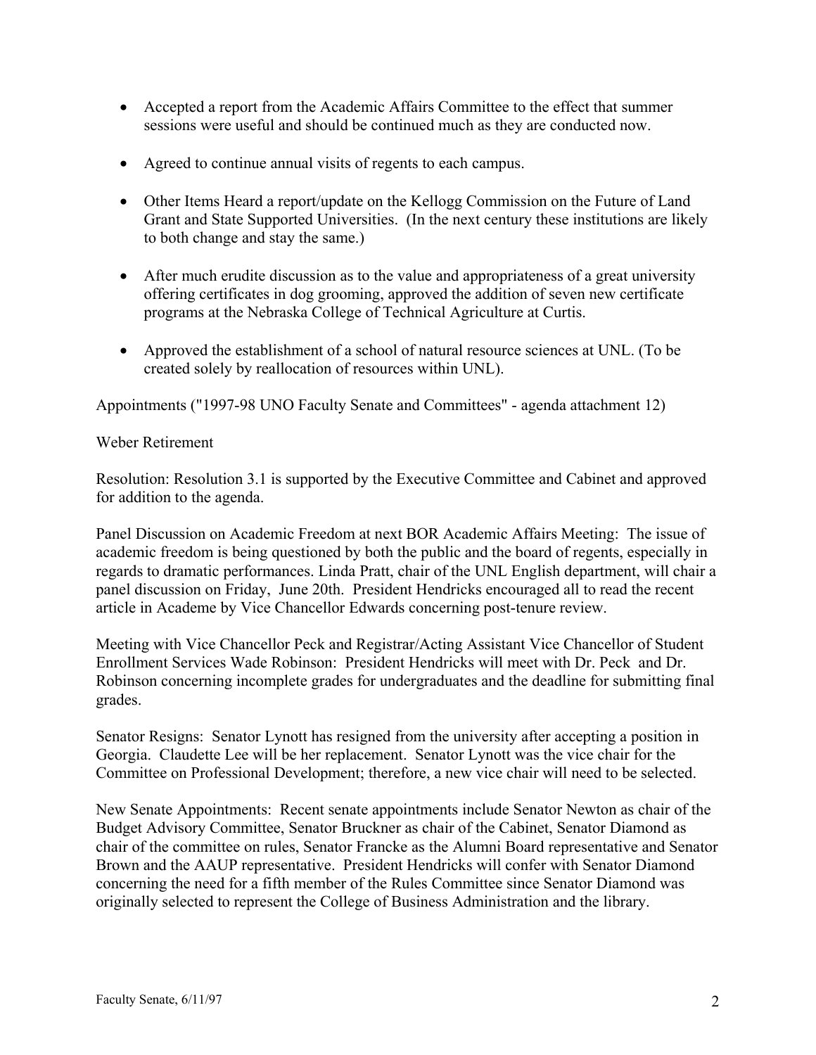- Accepted a report from the Academic Affairs Committee to the effect that summer sessions were useful and should be continued much as they are conducted now.
- Agreed to continue annual visits of regents to each campus.
- Other Items Heard a report/update on the Kellogg Commission on the Future of Land Grant and State Supported Universities. (In the next century these institutions are likely to both change and stay the same.)
- After much erudite discussion as to the value and appropriateness of a great university offering certificates in dog grooming, approved the addition of seven new certificate programs at the Nebraska College of Technical Agriculture at Curtis.
- Approved the establishment of a school of natural resource sciences at UNL. (To be created solely by reallocation of resources within UNL).

Appointments ("1997-98 UNO Faculty Senate and Committees" - agenda attachment 12)

Weber Retirement

Resolution: Resolution 3.1 is supported by the Executive Committee and Cabinet and approved for addition to the agenda.

Panel Discussion on Academic Freedom at next BOR Academic Affairs Meeting: The issue of academic freedom is being questioned by both the public and the board of regents, especially in regards to dramatic performances. Linda Pratt, chair of the UNL English department, will chair a panel discussion on Friday, June 20th. President Hendricks encouraged all to read the recent article in Academe by Vice Chancellor Edwards concerning post-tenure review.

Meeting with Vice Chancellor Peck and Registrar/Acting Assistant Vice Chancellor of Student Enrollment Services Wade Robinson: President Hendricks will meet with Dr. Peck and Dr. Robinson concerning incomplete grades for undergraduates and the deadline for submitting final grades.

Senator Resigns: Senator Lynott has resigned from the university after accepting a position in Georgia. Claudette Lee will be her replacement. Senator Lynott was the vice chair for the Committee on Professional Development; therefore, a new vice chair will need to be selected.

New Senate Appointments: Recent senate appointments include Senator Newton as chair of the Budget Advisory Committee, Senator Bruckner as chair of the Cabinet, Senator Diamond as chair of the committee on rules, Senator Francke as the Alumni Board representative and Senator Brown and the AAUP representative. President Hendricks will confer with Senator Diamond concerning the need for a fifth member of the Rules Committee since Senator Diamond was originally selected to represent the College of Business Administration and the library.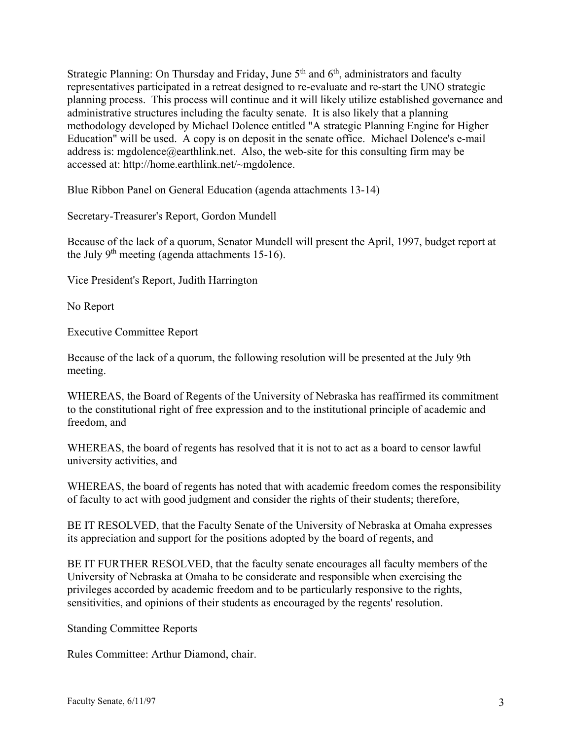Strategic Planning: On Thursday and Friday, June 5th and 6th, administrators and faculty representatives participated in a retreat designed to re-evaluate and re-start the UNO strategic planning process. This process will continue and it will likely utilize established governance and administrative structures including the faculty senate. It is also likely that a planning methodology developed by Michael Dolence entitled "A strategic Planning Engine for Higher Education" will be used. A copy is on deposit in the senate office. Michael Dolence's e-mail address is: mgdolence@earthlink.net. Also, the web-site for this consulting firm may be accessed at: http://home.earthlink.net/~mgdolence.

Blue Ribbon Panel on General Education (agenda attachments 13-14)

Secretary-Treasurer's Report, Gordon Mundell

Because of the lack of a quorum, Senator Mundell will present the April, 1997, budget report at the July 9th meeting (agenda attachments 15-16).

Vice President's Report, Judith Harrington

No Report

Executive Committee Report

Because of the lack of a quorum, the following resolution will be presented at the July 9th meeting.

WHEREAS, the Board of Regents of the University of Nebraska has reaffirmed its commitment to the constitutional right of free expression and to the institutional principle of academic and freedom, and

WHEREAS, the board of regents has resolved that it is not to act as a board to censor lawful university activities, and

WHEREAS, the board of regents has noted that with academic freedom comes the responsibility of faculty to act with good judgment and consider the rights of their students; therefore,

BE IT RESOLVED, that the Faculty Senate of the University of Nebraska at Omaha expresses its appreciation and support for the positions adopted by the board of regents, and

BE IT FURTHER RESOLVED, that the faculty senate encourages all faculty members of the University of Nebraska at Omaha to be considerate and responsible when exercising the privileges accorded by academic freedom and to be particularly responsive to the rights, sensitivities, and opinions of their students as encouraged by the regents' resolution.

Standing Committee Reports

Rules Committee: Arthur Diamond, chair.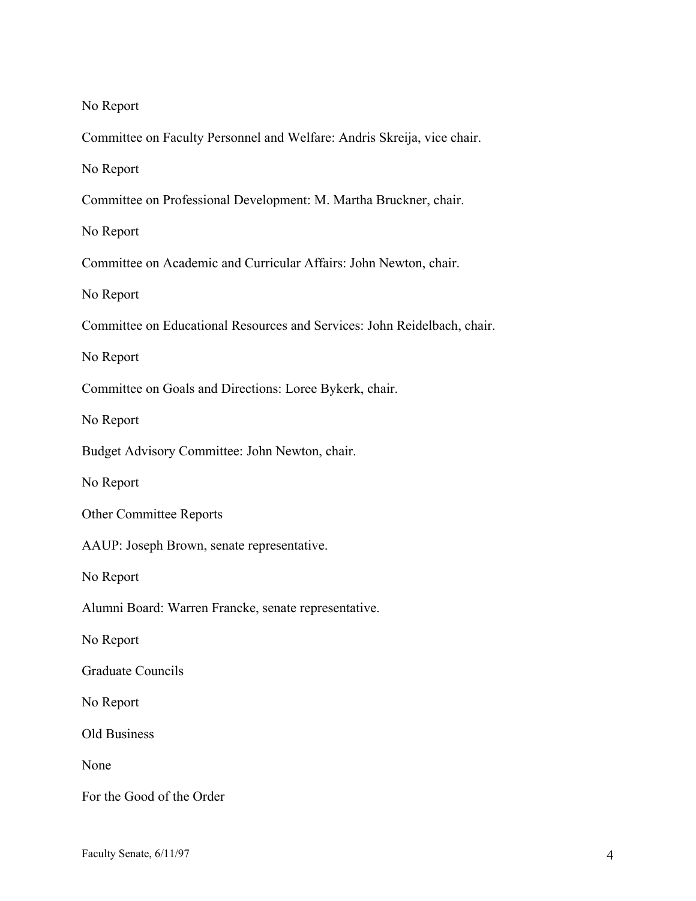No Report

Committee on Faculty Personnel and Welfare: Andris Skreija, vice chair.

No Report

Committee on Professional Development: M. Martha Bruckner, chair.

No Report

Committee on Academic and Curricular Affairs: John Newton, chair.

No Report

Committee on Educational Resources and Services: John Reidelbach, chair.

No Report

Committee on Goals and Directions: Loree Bykerk, chair.

No Report

Budget Advisory Committee: John Newton, chair.

No Report

Other Committee Reports

AAUP: Joseph Brown, senate representative.

No Report

Alumni Board: Warren Francke, senate representative.

No Report

Graduate Councils

No Report

Old Business

None

For the Good of the Order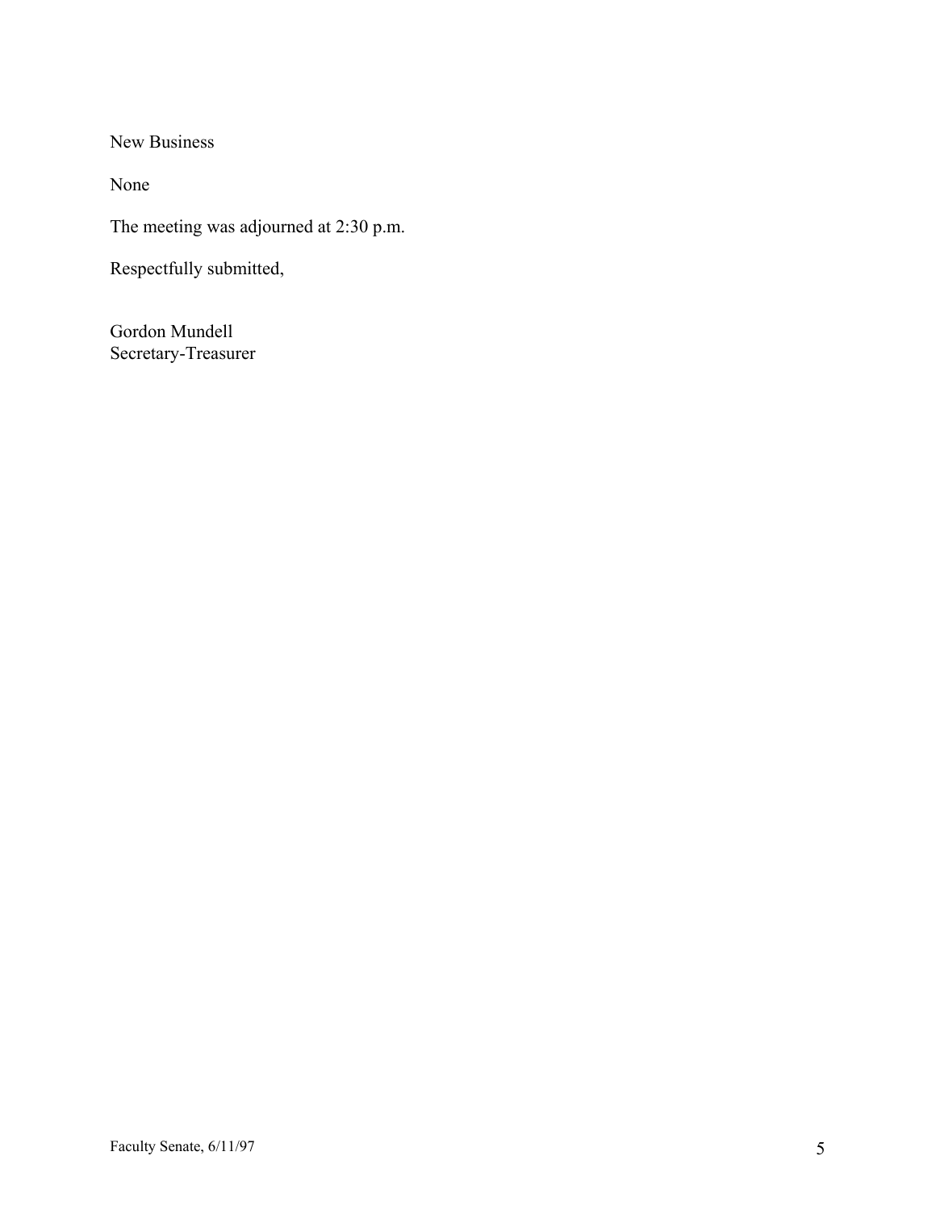New Business

None

The meeting was adjourned at 2:30 p.m.

Respectfully submitted,

Gordon Mundell
Secretary-Treasurer